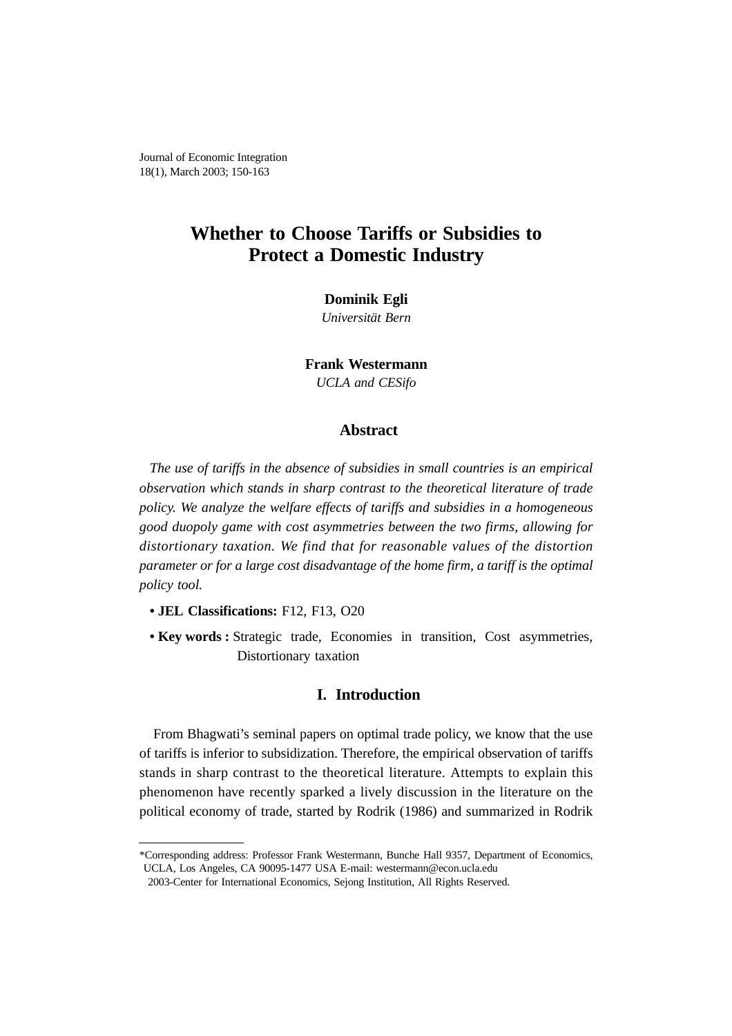# Whether to Choose Tariffs or Subsidies to Protect a Domestic Industry

**Dominik Egli**
*Universität Bern*

**Frank Westermann**
*UCLA and CESifo*

## Abstract

*The use of tariffs in the absence of subsidies in small countries is an empirical observation which stands in sharp contrast to the theoretical literature of trade policy. We analyze the welfare effects of tariffs and subsidies in a homogeneous good duopoly game with cost asymmetries between the two firms, allowing for distortionary taxation. We find that for reasonable values of the distortion parameter or for a large cost disadvantage of the home firm, a tariff is the optimal policy tool.*

- **JEL Classifications:** F12, F13, O20
- **Key words :** Strategic trade, Economies in transition, Cost asymmetries, Distortionary taxation

## I. Introduction

From Bhagwati's seminal papers on optimal trade policy, we know that the use of tariffs is inferior to subsidization. Therefore, the empirical observation of tariffs stands in sharp contrast to the theoretical literature. Attempts to explain this phenomenon have recently sparked a lively discussion in the literature on the political economy of trade, started by Rodrik (1986) and summarized in Rodrik

---

*Corresponding address: Professor Frank Westermann, Bunche Hall 9357, Department of Economics, UCLA, Los Angeles, CA 90095-1477 USA E-mail: westermann@econ.ucla.edu

2003-Center for International Economics, Sejong Institution, All Rights Reserved.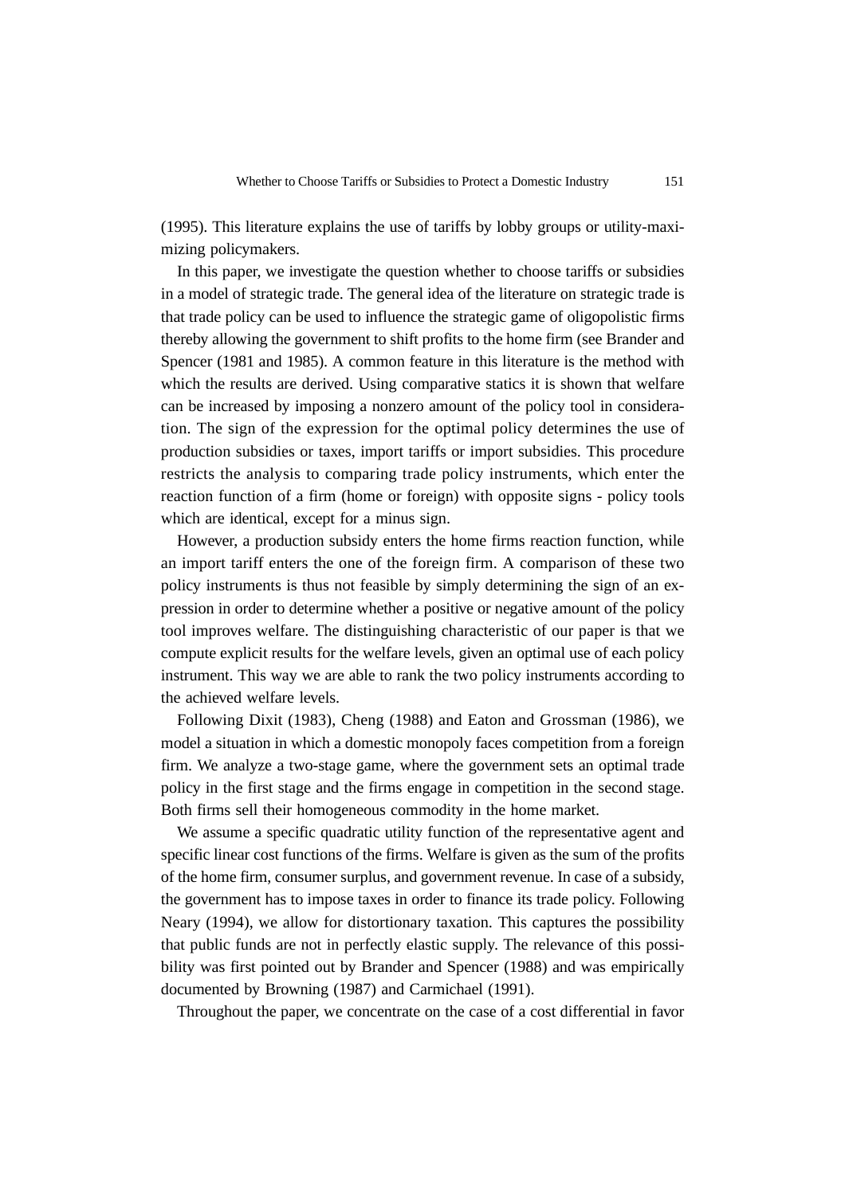(1995). This literature explains the use of tariffs by lobby groups or utility-maximizing policymakers.

In this paper, we investigate the question whether to choose tariffs or subsidies in a model of strategic trade. The general idea of the literature on strategic trade is that trade policy can be used to influence the strategic game of oligopolistic firms thereby allowing the government to shift profits to the home firm (see Brander and Spencer (1981 and 1985). A common feature in this literature is the method with which the results are derived. Using comparative statics it is shown that welfare can be increased by imposing a nonzero amount of the policy tool in consideration. The sign of the expression for the optimal policy determines the use of production subsidies or taxes, import tariffs or import subsidies. This procedure restricts the analysis to comparing trade policy instruments, which enter the reaction function of a firm (home or foreign) with opposite signs - policy tools which are identical, except for a minus sign.

However, a production subsidy enters the home firms reaction function, while an import tariff enters the one of the foreign firm. A comparison of these two policy instruments is thus not feasible by simply determining the sign of an expression in order to determine whether a positive or negative amount of the policy tool improves welfare. The distinguishing characteristic of our paper is that we compute explicit results for the welfare levels, given an optimal use of each policy instrument. This way we are able to rank the two policy instruments according to the achieved welfare levels.

Following Dixit (1983), Cheng (1988) and Eaton and Grossman (1986), we model a situation in which a domestic monopoly faces competition from a foreign firm. We analyze a two-stage game, where the government sets an optimal trade policy in the first stage and the firms engage in competition in the second stage. Both firms sell their homogeneous commodity in the home market.

We assume a specific quadratic utility function of the representative agent and specific linear cost functions of the firms. Welfare is given as the sum of the profits of the home firm, consumer surplus, and government revenue. In case of a subsidy, the government has to impose taxes in order to finance its trade policy. Following Neary (1994), we allow for distortionary taxation. This captures the possibility that public funds are not in perfectly elastic supply. The relevance of this possibility was first pointed out by Brander and Spencer (1988) and was empirically documented by Browning (1987) and Carmichael (1991).

Throughout the paper, we concentrate on the case of a cost differential in favor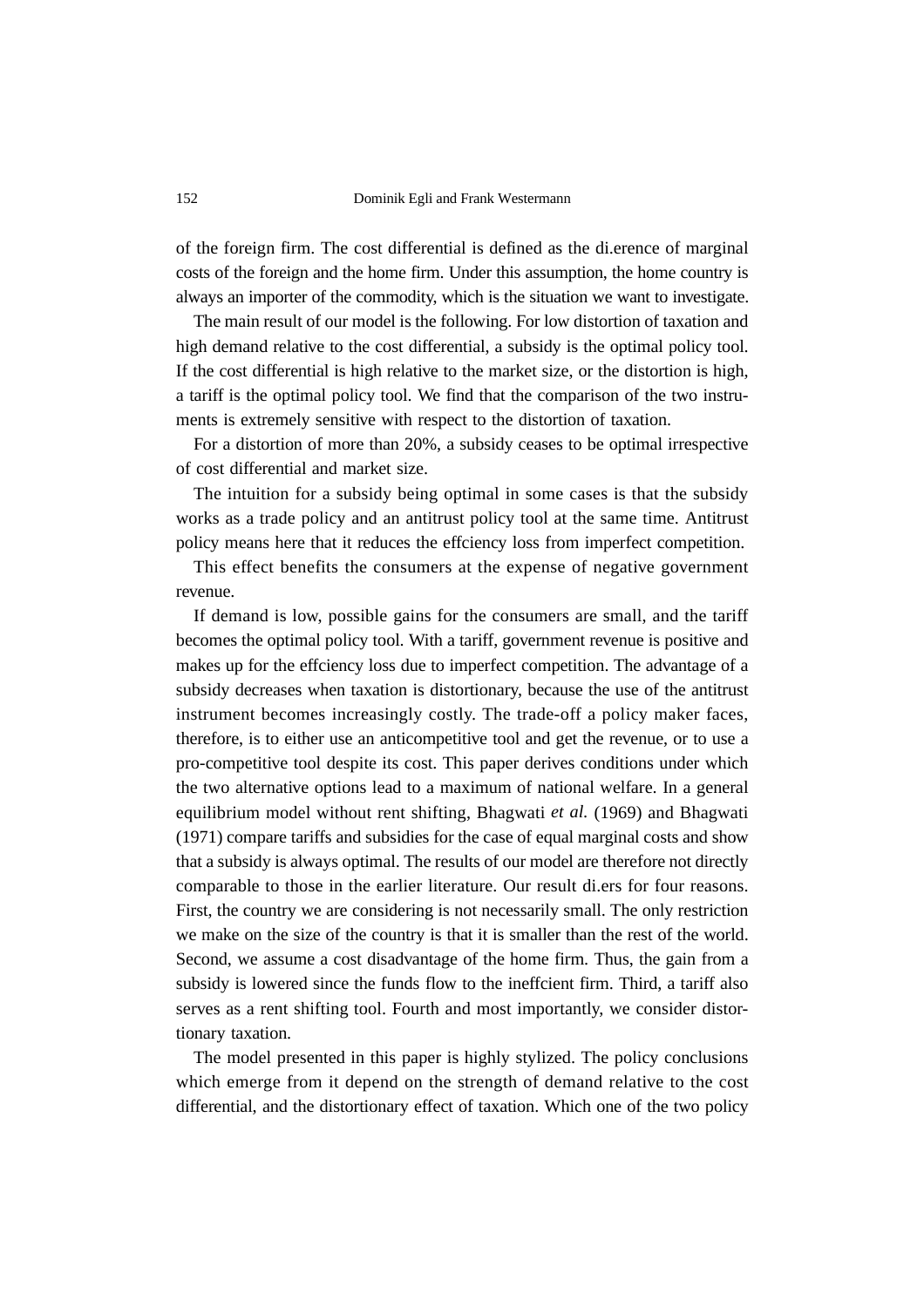of the foreign firm. The cost differential is defined as the di.erence of marginal costs of the foreign and the home firm. Under this assumption, the home country is always an importer of the commodity, which is the situation we want to investigate.

The main result of our model is the following. For low distortion of taxation and high demand relative to the cost differential, a subsidy is the optimal policy tool. If the cost differential is high relative to the market size, or the distortion is high, a tariff is the optimal policy tool. We find that the comparison of the two instruments is extremely sensitive with respect to the distortion of taxation.

For a distortion of more than 20%, a subsidy ceases to be optimal irrespective of cost differential and market size.

The intuition for a subsidy being optimal in some cases is that the subsidy works as a trade policy and an antitrust policy tool at the same time. Antitrust policy means here that it reduces the effciency loss from imperfect competition.

This effect benefits the consumers at the expense of negative government revenue.

If demand is low, possible gains for the consumers are small, and the tariff becomes the optimal policy tool. With a tariff, government revenue is positive and makes up for the effciency loss due to imperfect competition. The advantage of a subsidy decreases when taxation is distortionary, because the use of the antitrust instrument becomes increasingly costly. The trade-off a policy maker faces, therefore, is to either use an anticompetitive tool and get the revenue, or to use a pro-competitive tool despite its cost. This paper derives conditions under which the two alternative options lead to a maximum of national welfare. In a general equilibrium model without rent shifting, Bhagwati *et al.* (1969) and Bhagwati (1971) compare tariffs and subsidies for the case of equal marginal costs and show that a subsidy is always optimal. The results of our model are therefore not directly comparable to those in the earlier literature. Our result di.ers for four reasons. First, the country we are considering is not necessarily small. The only restriction we make on the size of the country is that it is smaller than the rest of the world. Second, we assume a cost disadvantage of the home firm. Thus, the gain from a subsidy is lowered since the funds flow to the ineffcient firm. Third, a tariff also serves as a rent shifting tool. Fourth and most importantly, we consider distortionary taxation.

The model presented in this paper is highly stylized. The policy conclusions which emerge from it depend on the strength of demand relative to the cost differential, and the distortionary effect of taxation. Which one of the two policy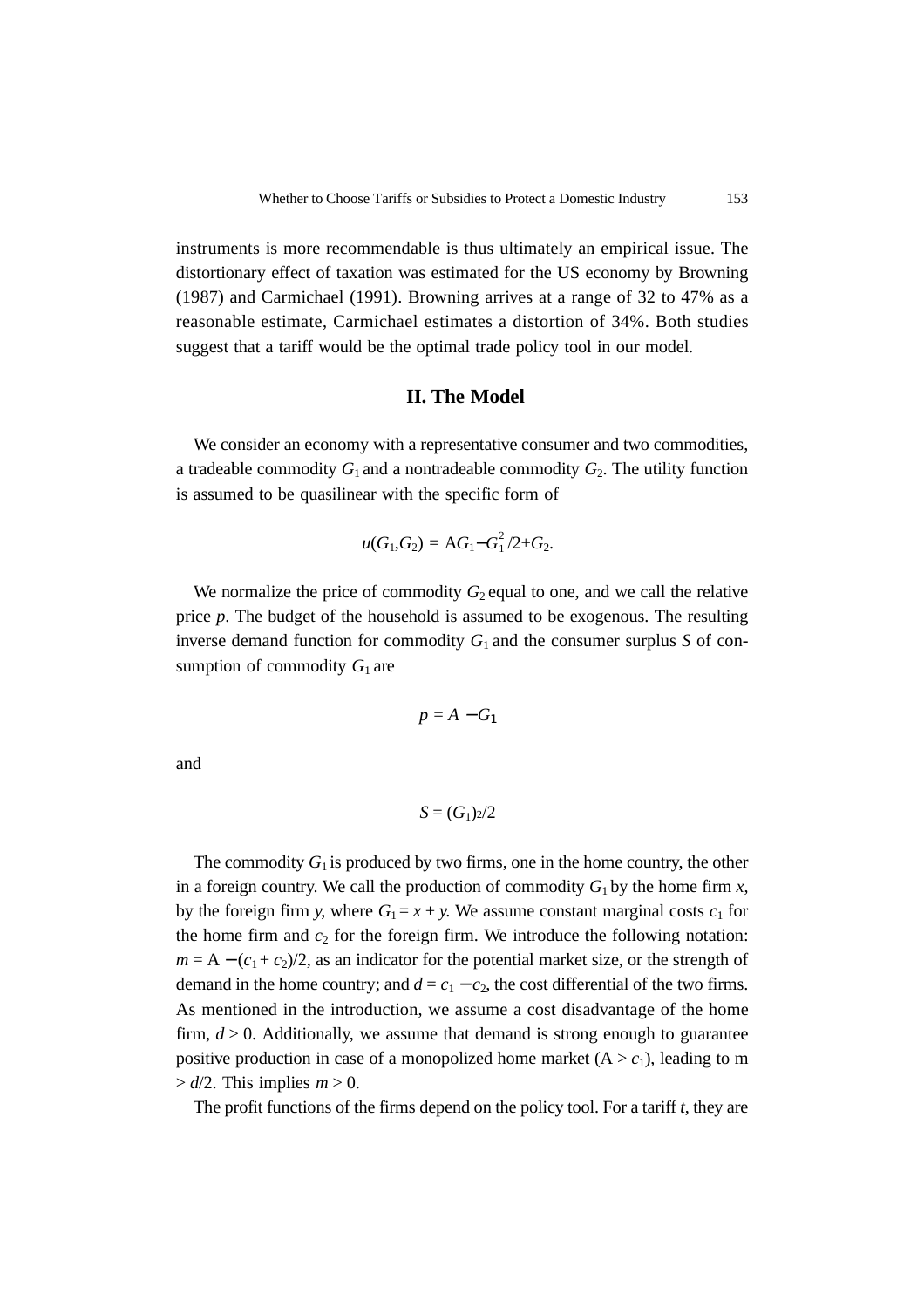instruments is more recommendable is thus ultimately an empirical issue. The distortionary effect of taxation was estimated for the US economy by Browning (1987) and Carmichael (1991). Browning arrives at a range of 32 to 47% as a reasonable estimate, Carmichael estimates a distortion of 34%. Both studies suggest that a tariff would be the optimal trade policy tool in our model.

## II. The Model

We consider an economy with a representative consumer and two commodities, a tradeable commodity $G_1$ and a nontradeable commodity $G_2$. The utility function is assumed to be quasilinear with the specific form of

$$u(G_1,G_2) = AG_1 - G_1^2/2 + G_2.$$

We normalize the price of commodity $G_2$ equal to one, and we call the relative price $p$. The budget of the household is assumed to be exogenous. The resulting inverse demand function for commodity $G_1$ and the consumer surplus $S$ of consumption of commodity $G_1$ are

$$p = A - G_1$$

and

$$S = (G_1)^2/2$$

The commodity $G_1$ is produced by two firms, one in the home country, the other in a foreign country. We call the production of commodity $G_1$ by the home firm $x$, by the foreign firm $y$, where $G_1 = x + y$. We assume constant marginal costs $c_1$ for the home firm and $c_2$ for the foreign firm. We introduce the following notation: $m = A - (c_1 + c_2)/2$, as an indicator for the potential market size, or the strength of demand in the home country; and $d = c_1 - c_2$, the cost differential of the two firms. As mentioned in the introduction, we assume a cost disadvantage of the home firm, $d > 0$. Additionally, we assume that demand is strong enough to guarantee positive production in case of a monopolized home market ($A > c_1$), leading to $m > d/2$. This implies $m > 0$.

The profit functions of the firms depend on the policy tool. For a tariff $t$, they are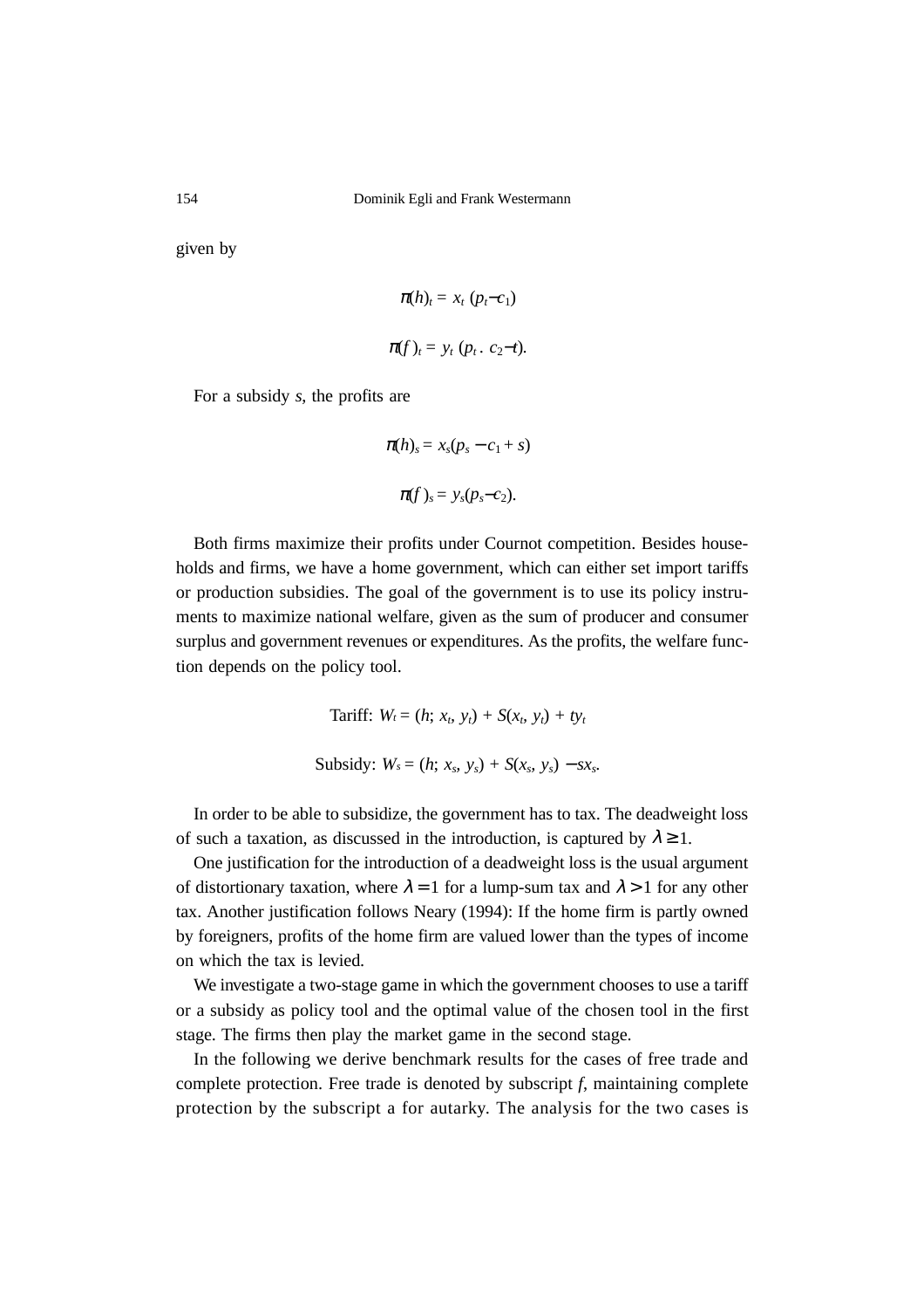given by

$$\pi(h)_t = x_t\ (p_t - c_1)$$

$$\pi(f)_t = y_t\ (p_t\ .\ c_2 - t).$$

For a subsidy $s$, the profits are

$$\pi(h)_s = x_s(p_s - c_1 + s)$$

$$\pi(f)_s = y_s(p_s - c_2).$$

Both firms maximize their profits under Cournot competition. Besides households and firms, we have a home government, which can either set import tariffs or production subsidies. The goal of the government is to use its policy instruments to maximize national welfare, given as the sum of producer and consumer surplus and government revenues or expenditures. As the profits, the welfare function depends on the policy tool.

$$\text{Tariff: } W_t = (h;\ x_t,\ y_t) + S(x_t,\ y_t) + ty_t$$

$$\text{Subsidy: } W_s = (h;\ x_s,\ y_s) + S(x_s,\ y_s) - sx_s.$$

In order to be able to subsidize, the government has to tax. The deadweight loss of such a taxation, as discussed in the introduction, is captured by $\lambda \geq 1$.

One justification for the introduction of a deadweight loss is the usual argument of distortionary taxation, where $\lambda = 1$ for a lump-sum tax and $\lambda > 1$ for any other tax. Another justification follows Neary (1994): If the home firm is partly owned by foreigners, profits of the home firm are valued lower than the types of income on which the tax is levied.

We investigate a two-stage game in which the government chooses to use a tariff or a subsidy as policy tool and the optimal value of the chosen tool in the first stage. The firms then play the market game in the second stage.

In the following we derive benchmark results for the cases of free trade and complete protection. Free trade is denoted by subscript *f*, maintaining complete protection by the subscript a for autarky. The analysis for the two cases is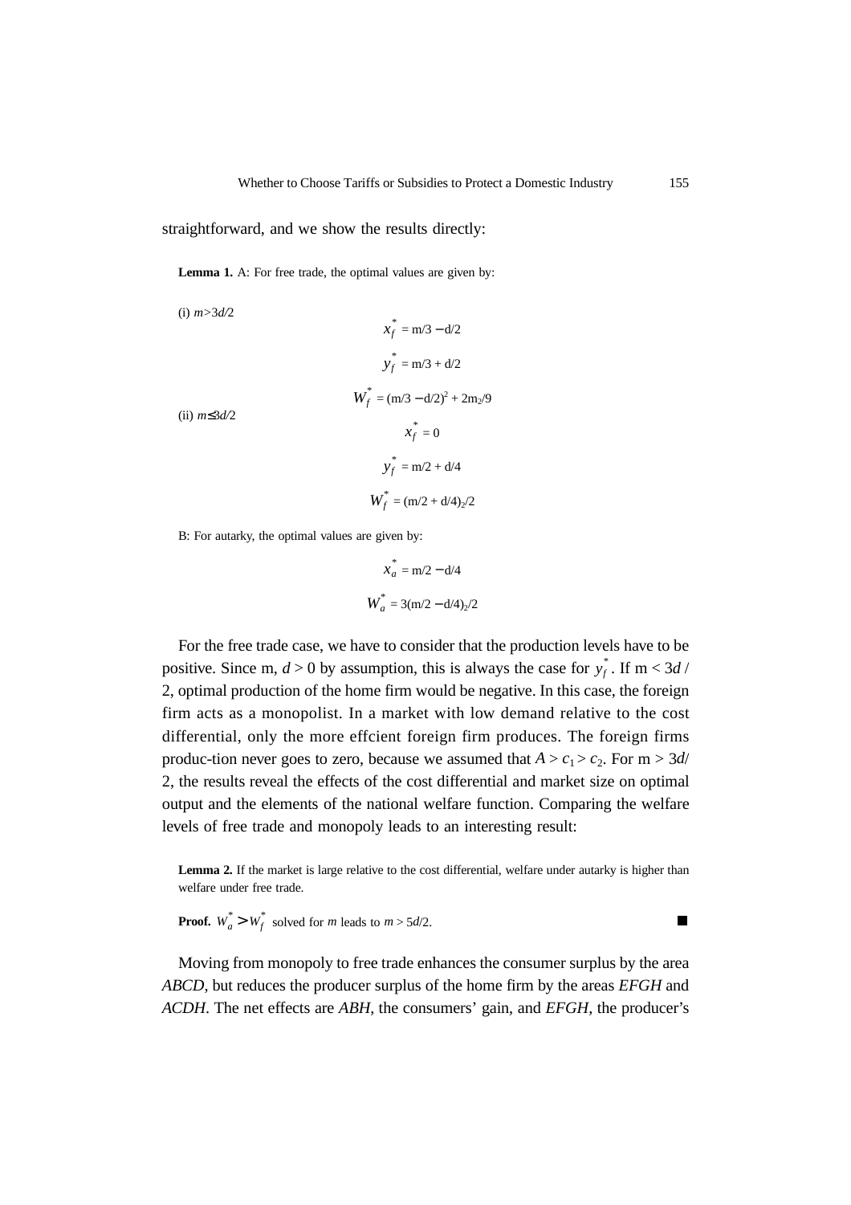straightforward, and we show the results directly:

**Lemma 1.** A: For free trade, the optimal values are given by:

(i) $m > 3d/2$

$$x_f^* = m/3 - d/2$$

$$y_f^* = m/3 + d/2$$

$$W_f^* = (m/3 - d/2)^2 + 2m_2/9$$

(ii) $m \leq 3d/2$

$$x_f^* = 0$$

$$y_f^* = m/2 + d/4$$

$$W_f^* = (m/2 + d/4)_2/2$$

B: For autarky, the optimal values are given by:

$$x_a^* = m/2 - d/4$$

$$W_a^* = 3(m/2 - d/4)_2/2$$

For the free trade case, we have to consider that the production levels have to be positive. Since m, $d > 0$ by assumption, this is always the case for $y_f^*$. If m < $3d$ / 2, optimal production of the home firm would be negative. In this case, the foreign firm acts as a monopolist. In a market with low demand relative to the cost differential, only the more effcient foreign firm produces. The foreign firms produc-tion never goes to zero, because we assumed that $A > c_1 > c_2$. For m > $3d$/ 2, the results reveal the effects of the cost differential and market size on optimal output and the elements of the national welfare function. Comparing the welfare levels of free trade and monopoly leads to an interesting result:

**Lemma 2.** If the market is large relative to the cost differential, welfare under autarky is higher than welfare under free trade.

**Proof.** $W_a^* > W_f^*$ solved for $m$ leads to $m > 5d/2$. ■

Moving from monopoly to free trade enhances the consumer surplus by the area *ABCD*, but reduces the producer surplus of the home firm by the areas *EFGH* and *ACDH*. The net effects are *ABH*, the consumers' gain, and *EFGH*, the producer's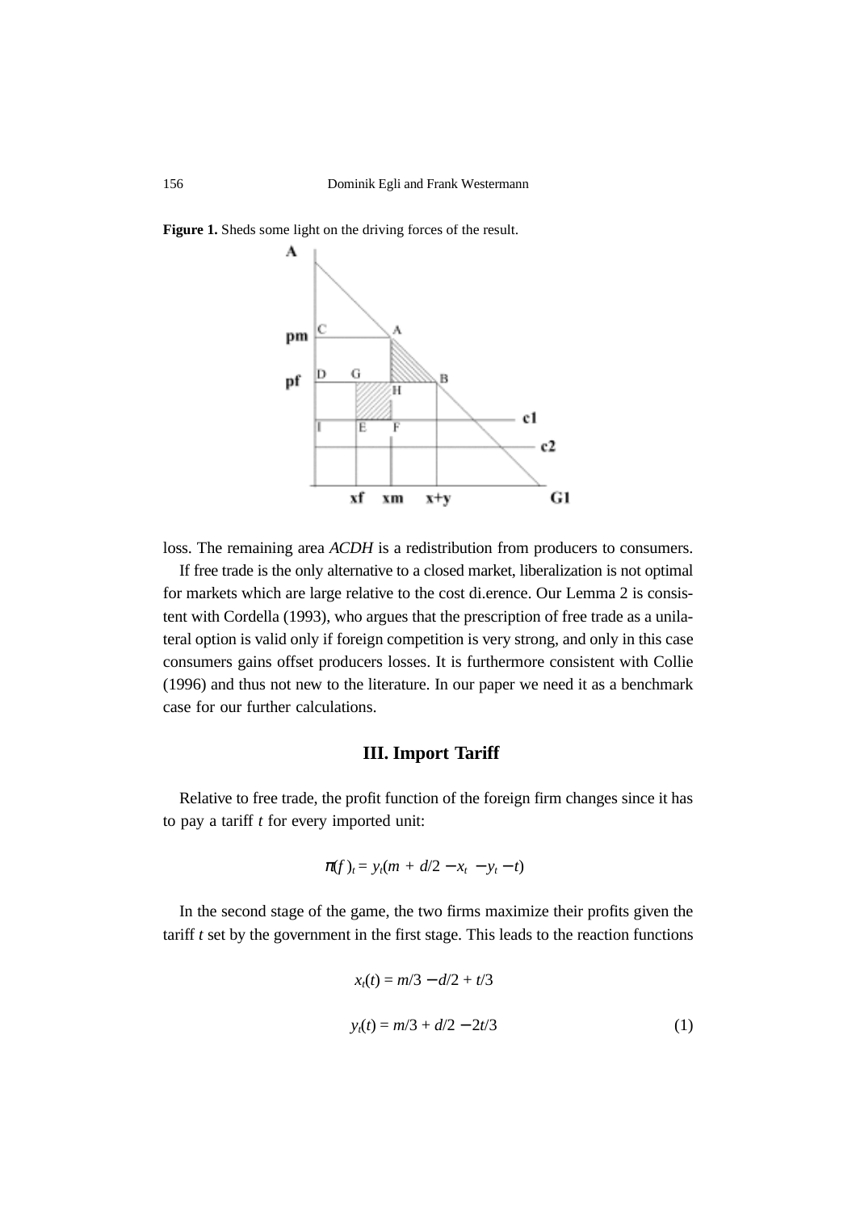**Figure 1.** Sheds some light on the driving forces of the result.

loss. The remaining area *ACDH* is a redistribution from producers to consumers.

If free trade is the only alternative to a closed market, liberalization is not optimal for markets which are large relative to the cost di.erence. Our Lemma 2 is consistent with Cordella (1993), who argues that the prescription of free trade as a unilateral option is valid only if foreign competition is very strong, and only in this case consumers gains offset producers losses. It is furthermore consistent with Collie (1996) and thus not new to the literature. In our paper we need it as a benchmark case for our further calculations.

## III. Import Tariff

Relative to free trade, the profit function of the foreign firm changes since it has to pay a tariff $t$ for every imported unit:

$$\pi(f)_t = y_t(m + d/2 - x_t - y_t - t)$$

In the second stage of the game, the two firms maximize their profits given the tariff $t$ set by the government in the first stage. This leads to the reaction functions

$$x_t(t) = m/3 - d/2 + t/3$$

$$y_t(t) = m/3 + d/2 - 2t/3 \tag{1}$$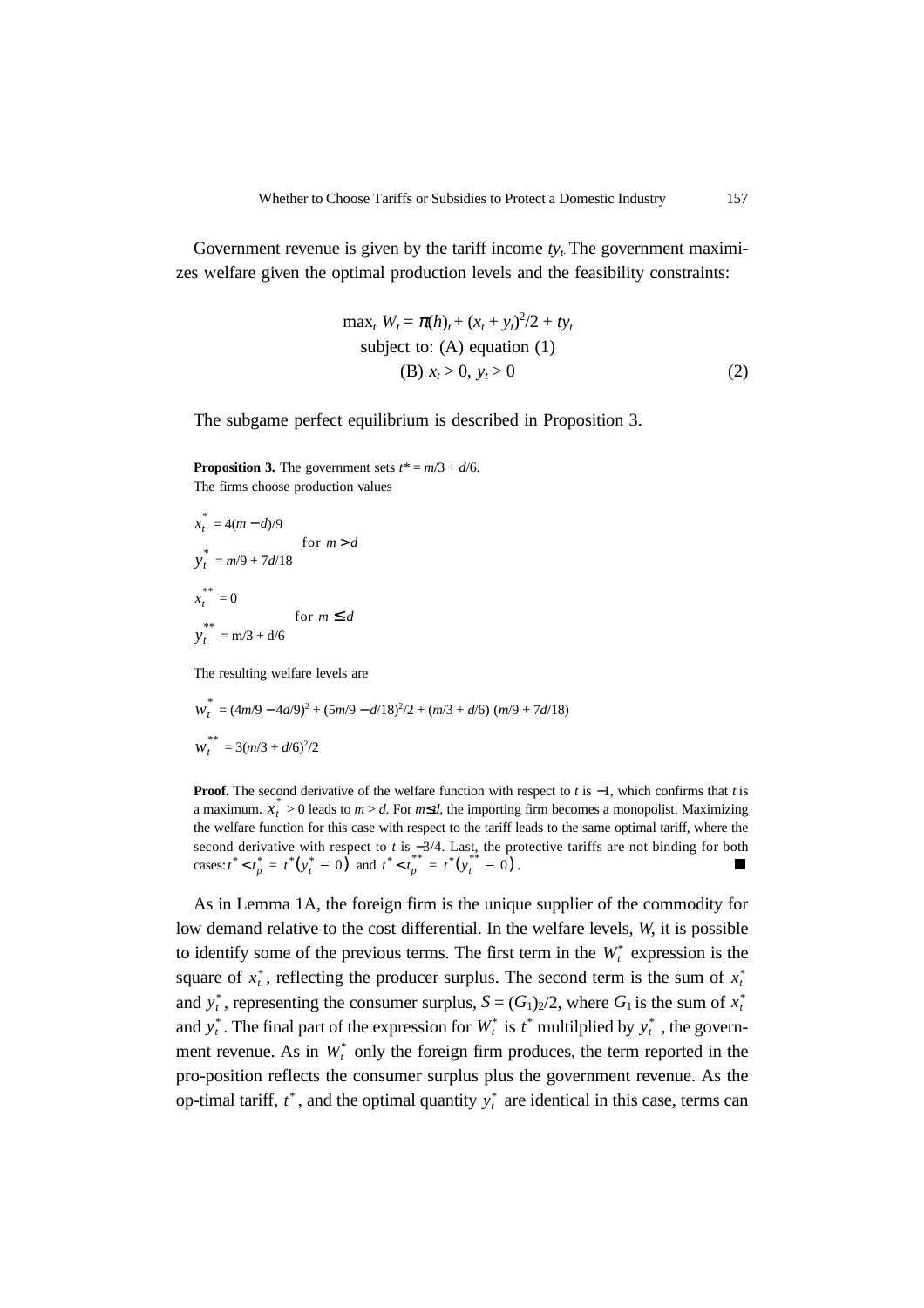Government revenue is given by the tariff income $ty_t$. The government maximizes welfare given the optimal production levels and the feasibility constraints:

$$\max_t W_t = \pi(h)_t + (x_t + y_t)^2/2 + ty_t$$
$$\text{subject to: (A) equation (1)}$$
$$\text{(B) } x_t > 0,\ y_t > 0 \qquad (2)$$

The subgame perfect equilibrium is described in Proposition 3.

**Proposition 3.** The government sets $t^* = m/3 + d/6$.
The firms choose production values

$$\left.\begin{array}{l} x_t^* = 4(m - d)/9 \\ y_t^* = m/9 + 7d/18 \end{array}\right\} \text{ for } m > d$$

$$\left.\begin{array}{l} x_t^{**} = 0 \\ y_t^{**} = m/3 + d/6 \end{array}\right\} \text{ for } m \leq d$$

The resulting welfare levels are

$$w_t^* = (4m/9 - 4d/9)^2 + (5m/9 - d/18)^2/2 + (m/3 + d/6)\,(m/9 + 7d/18)$$

$$w_t^{**} = 3(m/3 + d/6)^2/2$$

**Proof.** The second derivative of the welfare function with respect to $t$ is $-1$, which confirms that $t$ is a maximum. $x_t^* > 0$ leads to $m > d$. For $m \leq d$, the importing firm becomes a monopolist. Maximizing the welfare function for this case with respect to the tariff leads to the same optimal tariff, where the second derivative with respect to $t$ is $-3/4$. Last, the protective tariffs are not binding for both cases: $t^* < t_p^* = t^*(y_t^* = 0)$ and $t^* < t_p^{**} = t^*(y_t^{**} = 0)$. ■

As in Lemma 1A, the foreign firm is the unique supplier of the commodity for low demand relative to the cost differential. In the welfare levels, $W$, it is possible to identify some of the previous terms. The first term in the $W_t^*$ expression is the square of $x_t^*$, reflecting the producer surplus. The second term is the sum of $x_t^*$ and $y_t^*$, representing the consumer surplus, $S = (G_1)_2/2$, where $G_1$ is the sum of $x_t^*$ and $y_t^*$. The final part of the expression for $W_t^*$ is $t^*$ multilplied by $y_t^*$, the government revenue. As in $W_t^*$ only the foreign firm produces, the term reported in the pro-position reflects the consumer surplus plus the government revenue. As the op-timal tariff, $t^*$, and the optimal quantity $y_t^*$ are identical in this case, terms can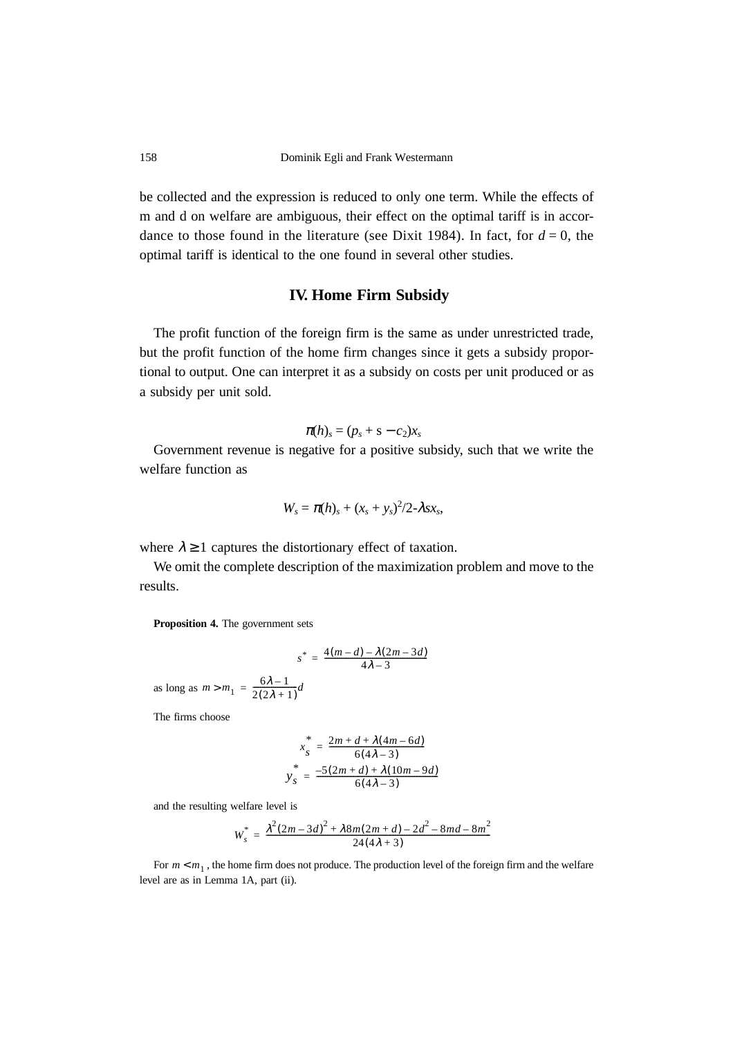be collected and the expression is reduced to only one term. While the effects of m and d on welfare are ambiguous, their effect on the optimal tariff is in accordance to those found in the literature (see Dixit 1984). In fact, for $d = 0$, the optimal tariff is identical to the one found in several other studies.

## IV. Home Firm Subsidy

The profit function of the foreign firm is the same as under unrestricted trade, but the profit function of the home firm changes since it gets a subsidy proportional to output. One can interpret it as a subsidy on costs per unit produced or as a subsidy per unit sold.

$$\pi(h)_s = (p_s + s - c_2)x_s$$

Government revenue is negative for a positive subsidy, such that we write the welfare function as

$$W_s = \pi(h)_s + (x_s + y_s)^2/2\text{-}\lambda s x_s,$$

where $\lambda \geq 1$ captures the distortionary effect of taxation.

We omit the complete description of the maximization problem and move to the results.

**Proposition 4.** The government sets

$$s^* = \frac{4(m-d) - \lambda(2m-3d)}{4\lambda - 3}$$

as long as $m > m_1 = \frac{6\lambda - 1}{2(2\lambda + 1)}d$

The firms choose

$$x_s^* = \frac{2m + d + \lambda(4m - 6d)}{6(4\lambda - 3)}$$

$$y_s^* = \frac{-5(2m + d) + \lambda(10m - 9d)}{6(4\lambda - 3)}$$

and the resulting welfare level is

$$W_s^* = \frac{\lambda^2(2m - 3d)^2 + \lambda 8m(2m + d) - 2d^2 - 8md - 8m^2}{24(4\lambda + 3)}$$

For $m < m_1$, the home firm does not produce. The production level of the foreign firm and the welfare level are as in Lemma 1A, part (ii).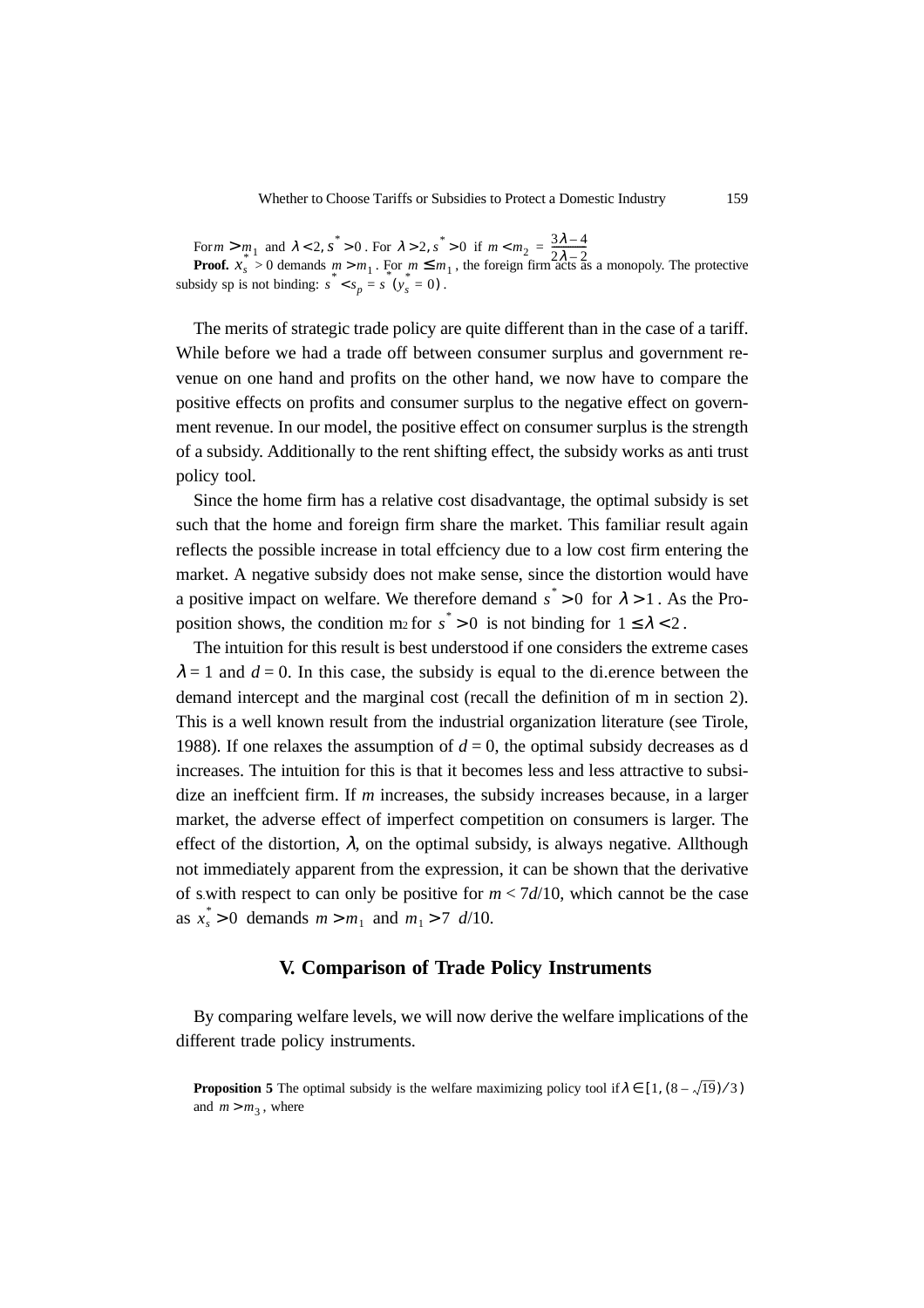For $m > m_1$ and $\lambda < 2, s^* > 0$. For $\lambda > 2, s^* > 0$ if $m < m_2 = \frac{3\lambda - 4}{2\lambda - 2}$

**Proof.** $x_s^* > 0$ demands $m > m_1$. For $m \leq m_1$, the foreign firm acts as a monopoly. The protective subsidy sp is not binding: $s^* < s_p = s^*(y_s^* = 0)$.

The merits of strategic trade policy are quite different than in the case of a tariff. While before we had a trade off between consumer surplus and government revenue on one hand and profits on the other hand, we now have to compare the positive effects on profits and consumer surplus to the negative effect on government revenue. In our model, the positive effect on consumer surplus is the strength of a subsidy. Additionally to the rent shifting effect, the subsidy works as anti trust policy tool.

Since the home firm has a relative cost disadvantage, the optimal subsidy is set such that the home and foreign firm share the market. This familiar result again reflects the possible increase in total effciency due to a low cost firm entering the market. A negative subsidy does not make sense, since the distortion would have a positive impact on welfare. We therefore demand $s^* > 0$ for $\lambda > 1$. As the Proposition shows, the condition m2 for $s^* > 0$ is not binding for $1 \leq \lambda < 2$.

The intuition for this result is best understood if one considers the extreme cases $\lambda = 1$ and $d = 0$. In this case, the subsidy is equal to the di.erence between the demand intercept and the marginal cost (recall the definition of m in section 2). This is a well known result from the industrial organization literature (see Tirole, 1988). If one relaxes the assumption of $d = 0$, the optimal subsidy decreases as d increases. The intuition for this is that it becomes less and less attractive to subsidize an ineffcient firm. If $m$ increases, the subsidy increases because, in a larger market, the adverse effect of imperfect competition on consumers is larger. The effect of the distortion, $\lambda$, on the optimal subsidy, is always negative. Allthough not immediately apparent from the expression, it can be shown that the derivative of s.with respect to can only be positive for $m < 7d/10$, which cannot be the case as $x_s^* > 0$ demands $m > m_1$ and $m_1 > 7\ d/10$.

## V. Comparison of Trade Policy Instruments

By comparing welfare levels, we will now derive the welfare implications of the different trade policy instruments.

**Proposition 5** The optimal subsidy is the welfare maximizing policy tool if $\lambda \in [1, (8 - \sqrt{19})/3)$ and $m > m_3$, where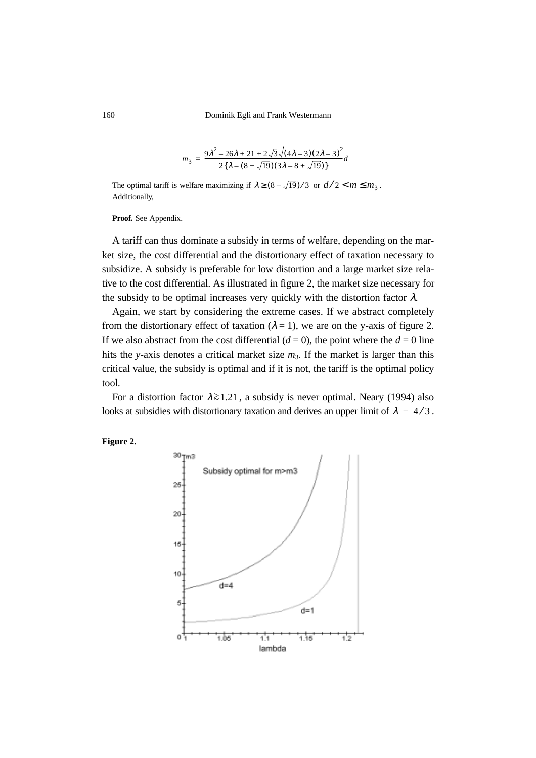$$m_3 = \frac{9\lambda^2 - 26\lambda + 21 + 2\sqrt{3}\sqrt{(4\lambda - 3)(2\lambda - 3)^2}}{2\{\lambda - (8 + \sqrt{19})(3\lambda - 8 + \sqrt{19})\}}d$$

The optimal tariff is welfare maximizing if $\lambda \geq (8 - \sqrt{19})/3$ or $d/2 < m \leq m_3$. Additionally,

**Proof.** See Appendix.

A tariff can thus dominate a subsidy in terms of welfare, depending on the market size, the cost differential and the distortionary effect of taxation necessary to subsidize. A subsidy is preferable for low distortion and a large market size relative to the cost differential. As illustrated in figure 2, the market size necessary for the subsidy to be optimal increases very quickly with the distortion factor $\lambda$.

Again, we start by considering the extreme cases. If we abstract completely from the distortionary effect of taxation ($\lambda = 1$), we are on the y-axis of figure 2. If we also abstract from the cost differential ($d = 0$), the point where the $d = 0$ line hits the *y*-axis denotes a critical market size $m_3$. If the market is larger than this critical value, the subsidy is optimal and if it is not, the tariff is the optimal policy tool.

For a distortion factor $\lambda \gtrsim 1.21$, a subsidy is never optimal. Neary (1994) also looks at subsidies with distortionary taxation and derives an upper limit of $\lambda = 4/3$.

**Figure 2.**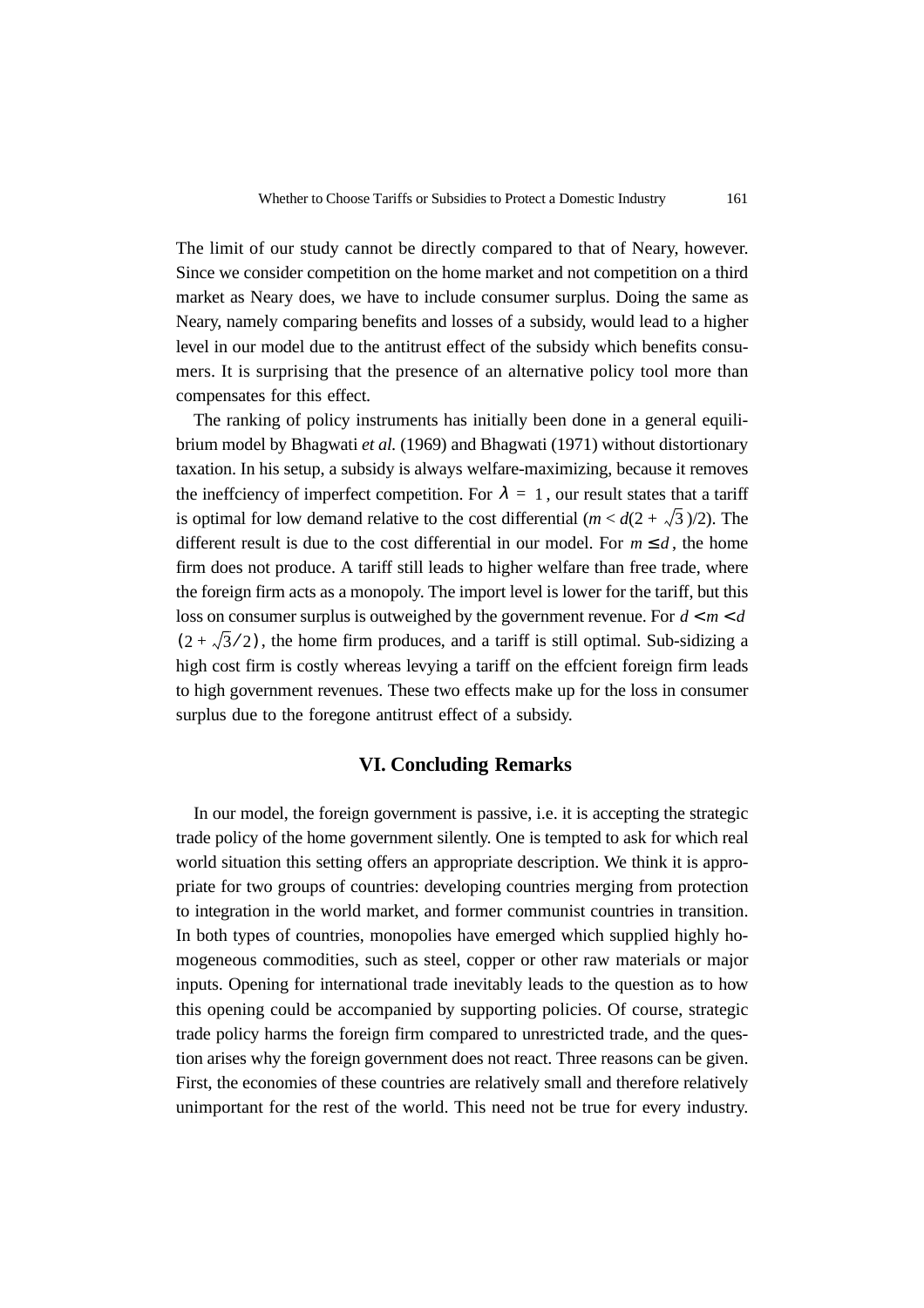The limit of our study cannot be directly compared to that of Neary, however. Since we consider competition on the home market and not competition on a third market as Neary does, we have to include consumer surplus. Doing the same as Neary, namely comparing benefits and losses of a subsidy, would lead to a higher level in our model due to the antitrust effect of the subsidy which benefits consumers. It is surprising that the presence of an alternative policy tool more than compensates for this effect.

The ranking of policy instruments has initially been done in a general equilibrium model by Bhagwati *et al.* (1969) and Bhagwati (1971) without distortionary taxation. In his setup, a subsidy is always welfare-maximizing, because it removes the ineffciency of imperfect competition. For $\lambda = 1$, our result states that a tariff is optimal for low demand relative to the cost differential ($m < d(2 + \sqrt{3})/2$). The different result is due to the cost differential in our model. For $m \leq d$, the home firm does not produce. A tariff still leads to higher welfare than free trade, where the foreign firm acts as a monopoly. The import level is lower for the tariff, but this loss on consumer surplus is outweighed by the government revenue. For $d < m < d$ $(2 + \sqrt{3}/2)$, the home firm produces, and a tariff is still optimal. Sub-sidizing a high cost firm is costly whereas levying a tariff on the effcient foreign firm leads to high government revenues. These two effects make up for the loss in consumer surplus due to the foregone antitrust effect of a subsidy.

## VI. Concluding Remarks

In our model, the foreign government is passive, i.e. it is accepting the strategic trade policy of the home government silently. One is tempted to ask for which real world situation this setting offers an appropriate description. We think it is appropriate for two groups of countries: developing countries merging from protection to integration in the world market, and former communist countries in transition. In both types of countries, monopolies have emerged which supplied highly homogeneous commodities, such as steel, copper or other raw materials or major inputs. Opening for international trade inevitably leads to the question as to how this opening could be accompanied by supporting policies. Of course, strategic trade policy harms the foreign firm compared to unrestricted trade, and the question arises why the foreign government does not react. Three reasons can be given. First, the economies of these countries are relatively small and therefore relatively unimportant for the rest of the world. This need not be true for every industry.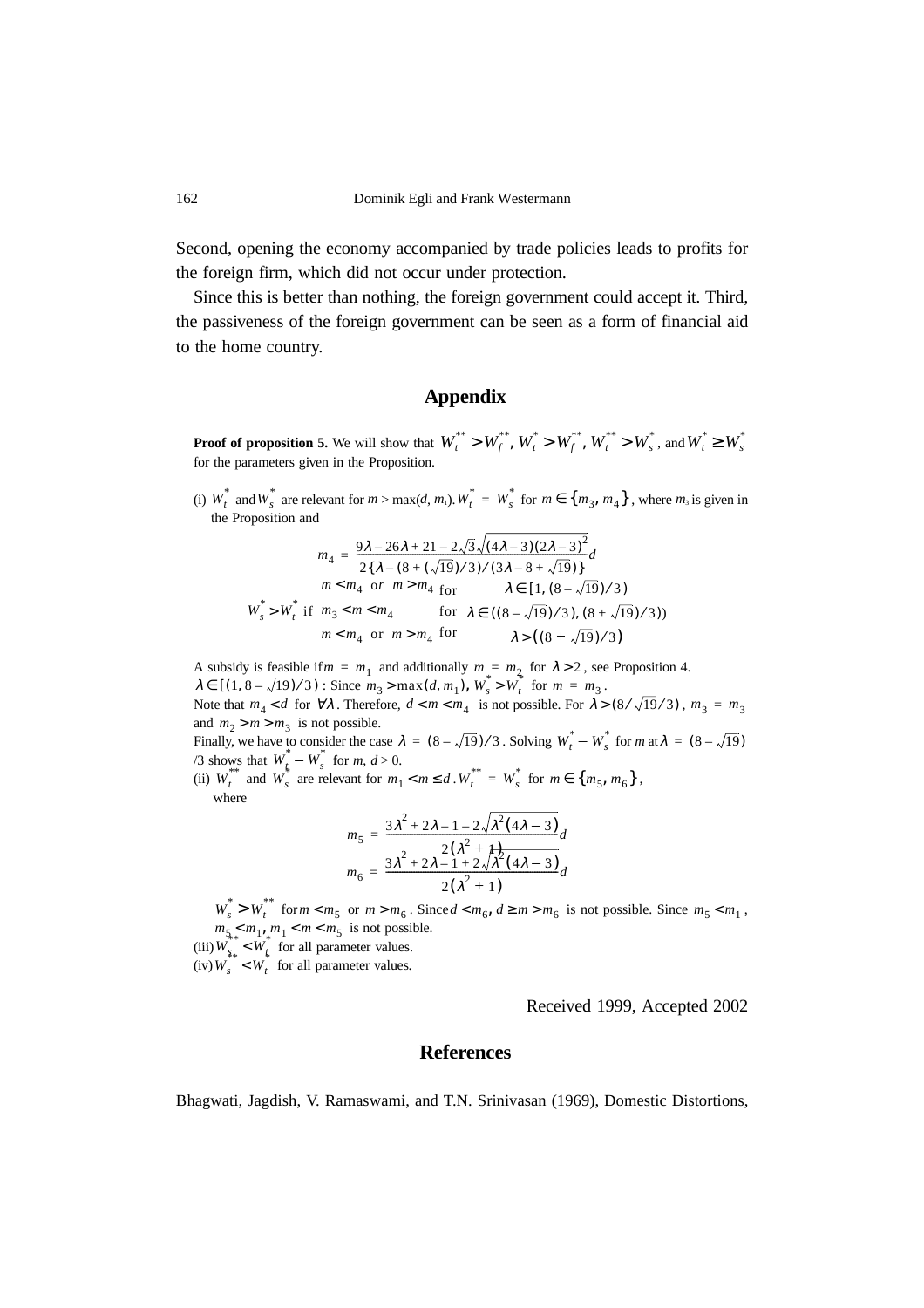Second, opening the economy accompanied by trade policies leads to profits for the foreign firm, which did not occur under protection.

Since this is better than nothing, the foreign government could accept it. Third, the passiveness of the foreign government can be seen as a form of financial aid to the home country.

## Appendix

**Proof of proposition 5.** We will show that $W_t^{**} > W_f^{**}$, $W_t^{*} > W_f^{**}$, $W_t^{**} > W_s^{*}$, and $W_t^{*} \geq W_s^{*}$ for the parameters given in the Proposition.

(i) $W_t^*$ and $W_s^*$ are relevant for $m > \max(d, m_1)$. $W_t^* = W_s^*$ for $m \in \{m_3, m_4\}$, where $m_3$ is given in the Proposition and

$$m_4 = \frac{9\lambda - 26\lambda + 21 - 2\sqrt{3}\sqrt{(4\lambda-3)(2\lambda-3)^2}}{2\{\lambda - (8 + (\sqrt{19})/3)/(3\lambda - 8 + \sqrt{19})\}}d$$

$$W_s^* > W_t^* \text{ if } \begin{cases} m < m_4 \text{ or } m > m_4 & \text{for } \lambda \in [1, (8-\sqrt{19})/3) \\ m_3 < m < m_4 & \text{for } \lambda \in ((8-\sqrt{19})/3), (8+\sqrt{19})/3)) \\ m < m_4 \text{ or } m > m_4 & \text{for } \lambda > ((8+\sqrt{19})/3) \end{cases}$$

A subsidy is feasible if $m = m_1$ and additionally $m = m_2$ for $\lambda > 2$, see Proposition 4. $\lambda \in [(1, 8-\sqrt{19})/3)$ : Since $m_3 > \max(d, m_1)$, $W_s^* > W_t^*$ for $m = m_3$.
Note that $m_4 < d$ for $\forall \lambda$. Therefore, $d < m < m_4$ is not possible. For $\lambda > (8/\sqrt{19}/3)$, $m_3 = m_3$ and $m_2 > m > m_3$ is not possible.
Finally, we have to consider the case $\lambda = (8-\sqrt{19})/3$. Solving $W_t^* - W_s^*$ for $m$ at $\lambda = (8-\sqrt{19})$ /3 shows that $W_t^* - W_s^*$ for $m$, $d > 0$.
(ii) $W_t^{**}$ and $W_s^*$ are relevant for $m_1 < m \leq d$. $W_t^{**} = W_s^*$ for $m \in \{m_5, m_6\}$,
where

$$m_5 = \frac{3\lambda^2 + 2\lambda - 1 - 2\sqrt{\lambda^2(4\lambda-3)}}{2(\lambda^2+1)}d$$

$$m_6 = \frac{3\lambda^2 + 2\lambda - 1 + 2\sqrt{\lambda^2(4\lambda-3)}}{2(\lambda^2+1)}d$$

$W_s^* > W_t^{**}$ for $m < m_5$ or $m > m_6$. Since $d < m_6$, $d \geq m > m_6$ is not possible. Since $m_5 < m_1$, $m_5 < m_1$, $m_1 < m < m_5$ is not possible.
(iii) $W_s^{**} < W_t^*$ for all parameter values.
(iv) $W_s^{**} < W_t^*$ for all parameter values.

Received 1999, Accepted 2002

## References

Bhagwati, Jagdish, V. Ramaswami, and T.N. Srinivasan (1969), Domestic Distortions,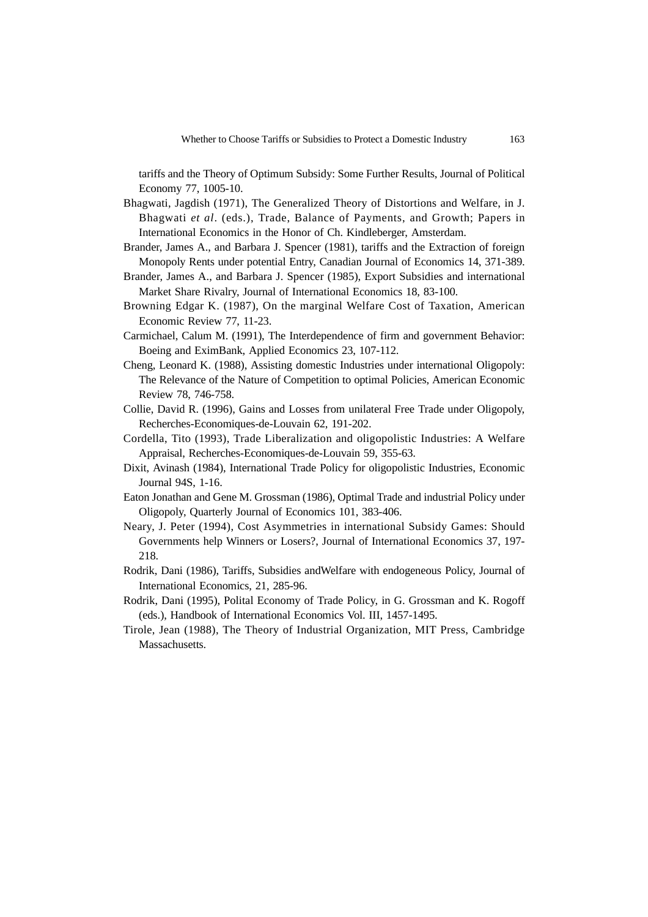tariffs and the Theory of Optimum Subsidy: Some Further Results, Journal of Political Economy 77, 1005-10.

Bhagwati, Jagdish (1971), The Generalized Theory of Distortions and Welfare, in J. Bhagwati *et al*. (eds.), Trade, Balance of Payments, and Growth; Papers in International Economics in the Honor of Ch. Kindleberger, Amsterdam.

Brander, James A., and Barbara J. Spencer (1981), tariffs and the Extraction of foreign Monopoly Rents under potential Entry, Canadian Journal of Economics 14, 371-389.

Brander, James A., and Barbara J. Spencer (1985), Export Subsidies and international Market Share Rivalry, Journal of International Economics 18, 83-100.

Browning Edgar K. (1987), On the marginal Welfare Cost of Taxation, American Economic Review 77, 11-23.

Carmichael, Calum M. (1991), The Interdependence of firm and government Behavior: Boeing and EximBank, Applied Economics 23, 107-112.

Cheng, Leonard K. (1988), Assisting domestic Industries under international Oligopoly: The Relevance of the Nature of Competition to optimal Policies, American Economic Review 78, 746-758.

Collie, David R. (1996), Gains and Losses from unilateral Free Trade under Oligopoly, Recherches-Economiques-de-Louvain 62, 191-202.

Cordella, Tito (1993), Trade Liberalization and oligopolistic Industries: A Welfare Appraisal, Recherches-Economiques-de-Louvain 59, 355-63.

Dixit, Avinash (1984), International Trade Policy for oligopolistic Industries, Economic Journal 94S, 1-16.

Eaton Jonathan and Gene M. Grossman (1986), Optimal Trade and industrial Policy under Oligopoly, Quarterly Journal of Economics 101, 383-406.

Neary, J. Peter (1994), Cost Asymmetries in international Subsidy Games: Should Governments help Winners or Losers?, Journal of International Economics 37, 197-218.

Rodrik, Dani (1986), Tariffs, Subsidies andWelfare with endogeneous Policy, Journal of International Economics, 21, 285-96.

Rodrik, Dani (1995), Polital Economy of Trade Policy, in G. Grossman and K. Rogoff (eds.), Handbook of International Economics Vol. III, 1457-1495.

Tirole, Jean (1988), The Theory of Industrial Organization, MIT Press, Cambridge Massachusetts.